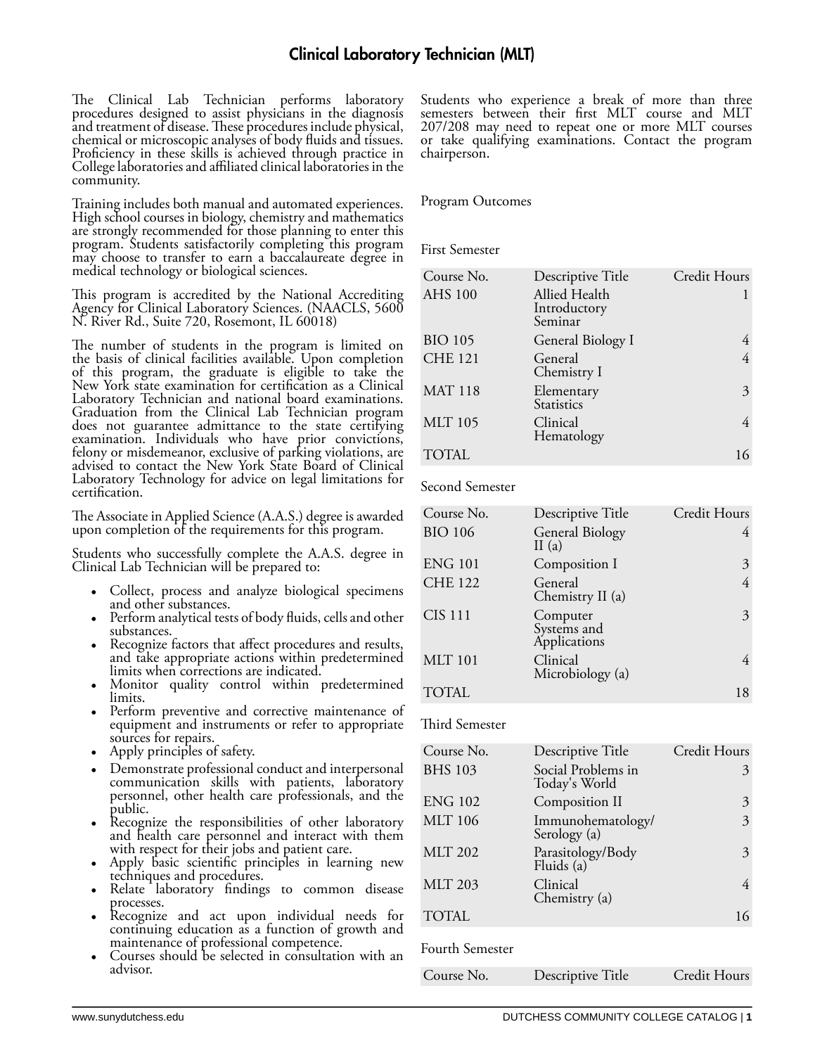# Clinical Laboratory Technician (MLT)

The Clinical Lab Technician performs laboratory procedures designed to assist physicians in the diagnosis and treatment of disease. These procedures include physical, chemical or microscopic analyses of body fluids and tissues. Proficiency in these skills is achieved through practice in College laboratories and affiliated clinical laboratories in the community.

Training includes both manual and automated experiences. High school courses in biology, chemistry and mathematics are strongly recommended for those planning to enter this program. Students satisfactorily completing this program may choose to transfer to earn a baccalaureate degree in medical technology or biological sciences.

This program is accredited by the National Accrediting Agency for Clinical Laboratory Sciences. (NAACLS, 5600 N. River Rd., Suite 720, Rosemont, IL 60018)

The number of students in the program is limited on the basis of clinical facilities available. Upon completion of this program, the graduate is eligible to take the New York state examination for certification as a Clinical Laboratory Technician and national board examinations. Graduation from the Clinical Lab Technician program does not guarantee admittance to the state certifying examination. Individuals who have prior convictions, felony or misdemeanor, exclusive of parking violations, are advised to contact the New York State Board of Clinical Laboratory Technology for advice on legal limitations for certification.

The Associate in Applied Science (A.A.S.) degree is awarded upon completion of the requirements for this program.

Students who successfully complete the A.A.S. degree in Clinical Lab Technician will be prepared to:

- Collect, process and analyze biological specimens and other substances.
- Perform analytical tests of body fluids, cells and other substances.
- Recognize factors that affect procedures and results, and take appropriate actions within predetermined limits when corrections are indicated.
- Monitor quality control within predetermined limits.
- Perform preventive and corrective maintenance of equipment and instruments or refer to appropriate sources for repairs.
- Apply principles of safety.
- Demonstrate professional conduct and interpersonal communication skills with patients, laboratory personnel, other health care professionals, and the public.
- Recognize the responsibilities of other laboratory and health care personnel and interact with them with respect for their jobs and patient care.
- Apply basic scientific principles in learning new techniques and procedures.
- Relate laboratory findings to common disease processes.
- Recognize and act upon individual needs for continuing education as a function of growth and maintenance of professional competence.
- Courses should be selected in consultation with an advisor.

Students who experience a break of more than three semesters between their first MLT course and MLT 207/208 may need to repeat one or more MLT courses or take qualifying examinations. Contact the program chairperson.

Program Outcomes

First Semester

| Course No. | Descriptive Title | Credit Hours |
|---|---|---|
| AHS 100 | Allied Health Introductory Seminar | 1 |
| BIO 105 | General Biology I | 4 |
| CHE 121 | General Chemistry I | 4 |
| MAT 118 | Elementary Statistics | 3 |
| MLT 105 | Clinical Hematology | 4 |
| TOTAL | | 16 |

Second Semester

| Course No. | Descriptive Title | Credit Hours |
|---|---|---|
| BIO 106 | General Biology II (a) | 4 |
| ENG 101 | Composition I | 3 |
| CHE 122 | General Chemistry II (a) | 4 |
| CIS 111 | Computer Systems and Applications | 3 |
| MLT 101 | Clinical Microbiology (a) | 4 |
| TOTAL | | 18 |

Third Semester

| Course No. | Descriptive Title | Credit Hours |
|---|---|---|
| BHS 103 | Social Problems in Today's World | 3 |
| ENG 102 | Composition II | 3 |
| MLT 106 | Immunohematology/ Serology (a) | 3 |
| MLT 202 | Parasitology/Body Fluids (a) | 3 |
| MLT 203 | Clinical Chemistry (a) | 4 |
| TOTAL | | 16 |

Fourth Semester

| Course No. | Descriptive Title | Credit Hours |
|---|---|---|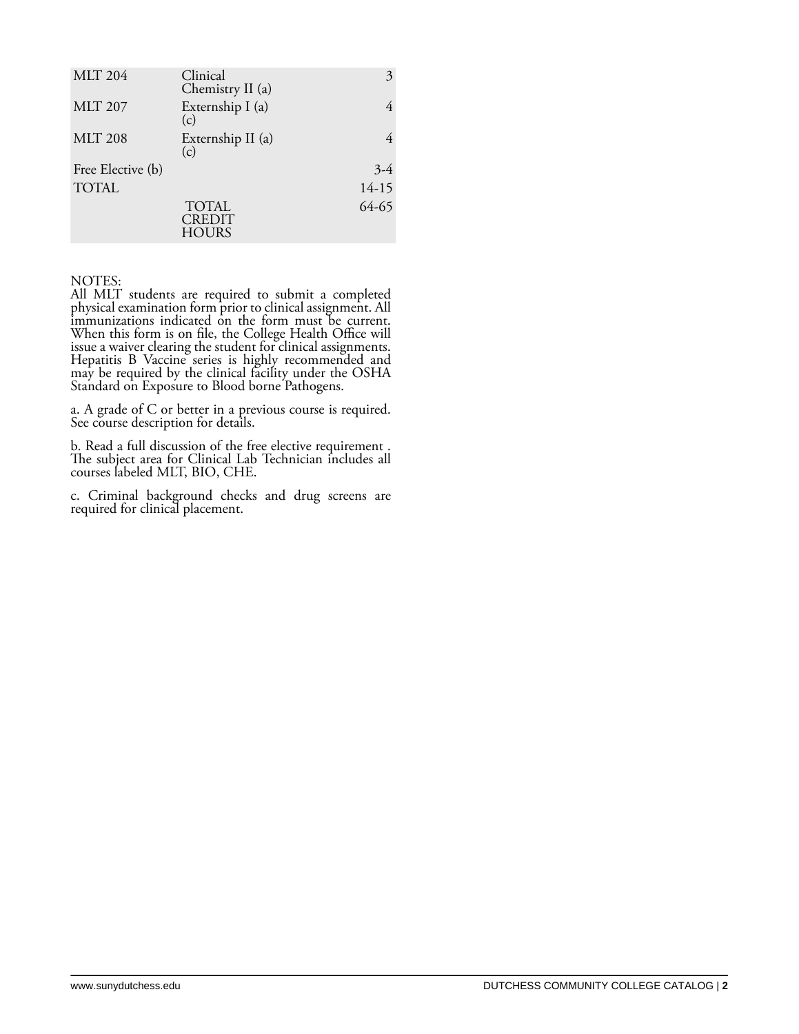| | | |
|---|---|---|
| MLT 204 | Clinical Chemistry II (a) | 3 |
| MLT 207 | Externship I (a) (c) | 4 |
| MLT 208 | Externship II (a) (c) | 4 |
| Free Elective (b) | | 3-4 |
| TOTAL | | 14-15 |
| | TOTAL CREDIT HOURS | 64-65 |

NOTES:
All MLT students are required to submit a completed physical examination form prior to clinical assignment. All immunizations indicated on the form must be current. When this form is on file, the College Health Office will issue a waiver clearing the student for clinical assignments. Hepatitis B Vaccine series is highly recommended and may be required by the clinical facility under the OSHA Standard on Exposure to Blood borne Pathogens.

a. A grade of C or better in a previous course is required. See course description for details.

b. Read a full discussion of the free elective requirement . The subject area for Clinical Lab Technician includes all courses labeled MLT, BIO, CHE.

c. Criminal background checks and drug screens are required for clinical placement.